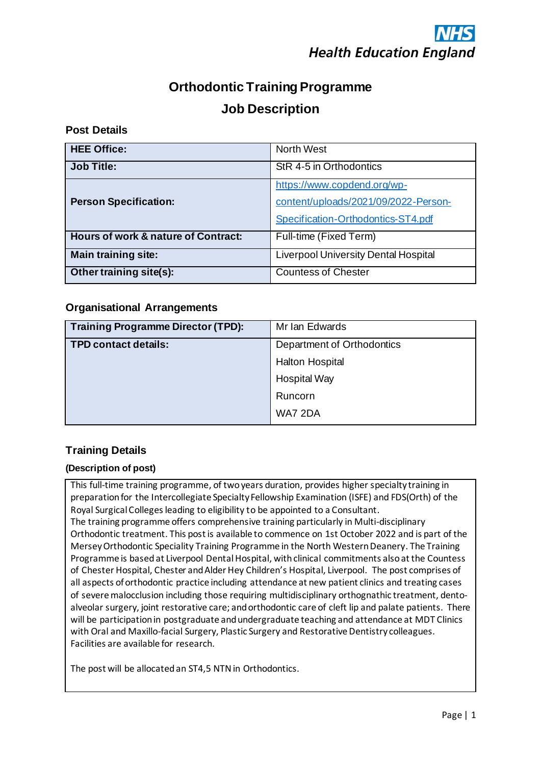NHS
Health Education England

# Orthodontic Training Programme

## Job Description

### Post Details

| | |
|---|---|
| **HEE Office:** | North West |
| **Job Title:** | StR 4-5 in Orthodontics |
| **Person Specification:** | https://www.copdend.org/wp-content/uploads/2021/09/2022-Person-Specification-Orthodontics-ST4.pdf |
| **Hours of work & nature of Contract:** | Full-time (Fixed Term) |
| **Main training site:** | Liverpool University Dental Hospital |
| **Other training site(s):** | Countess of Chester |

### Organisational Arrangements

| | |
|---|---|
| **Training Programme Director (TPD):** | Mr Ian Edwards |
| **TPD contact details:** | Department of Orthodontics<br>Halton Hospital<br>Hospital Way<br>Runcorn<br>WA7 2DA |

### Training Details

**(Description of post)**

This full-time training programme, of two years duration, provides higher specialty training in preparation for the Intercollegiate Specialty Fellowship Examination (ISFE) and FDS(Orth) of the Royal Surgical Colleges leading to eligibility to be appointed to a Consultant.
The training programme offers comprehensive training particularly in Multi-disciplinary Orthodontic treatment. This post is available to commence on 1st October 2022 and is part of the Mersey Orthodontic Speciality Training Programme in the North Western Deanery. The Training Programme is based at Liverpool Dental Hospital, with clinical commitments also at the Countess of Chester Hospital, Chester and Alder Hey Children's Hospital, Liverpool. The post comprises of all aspects of orthodontic practice including attendance at new patient clinics and treating cases of severe malocclusion including those requiring multidisciplinary orthognathic treatment, dento-alveolar surgery, joint restorative care; and orthodontic care of cleft lip and palate patients. There will be participation in postgraduate and undergraduate teaching and attendance at MDT Clinics with Oral and Maxillo-facial Surgery, Plastic Surgery and Restorative Dentistry colleagues. Facilities are available for research.

The post will be allocated an ST4,5 NTN in Orthodontics.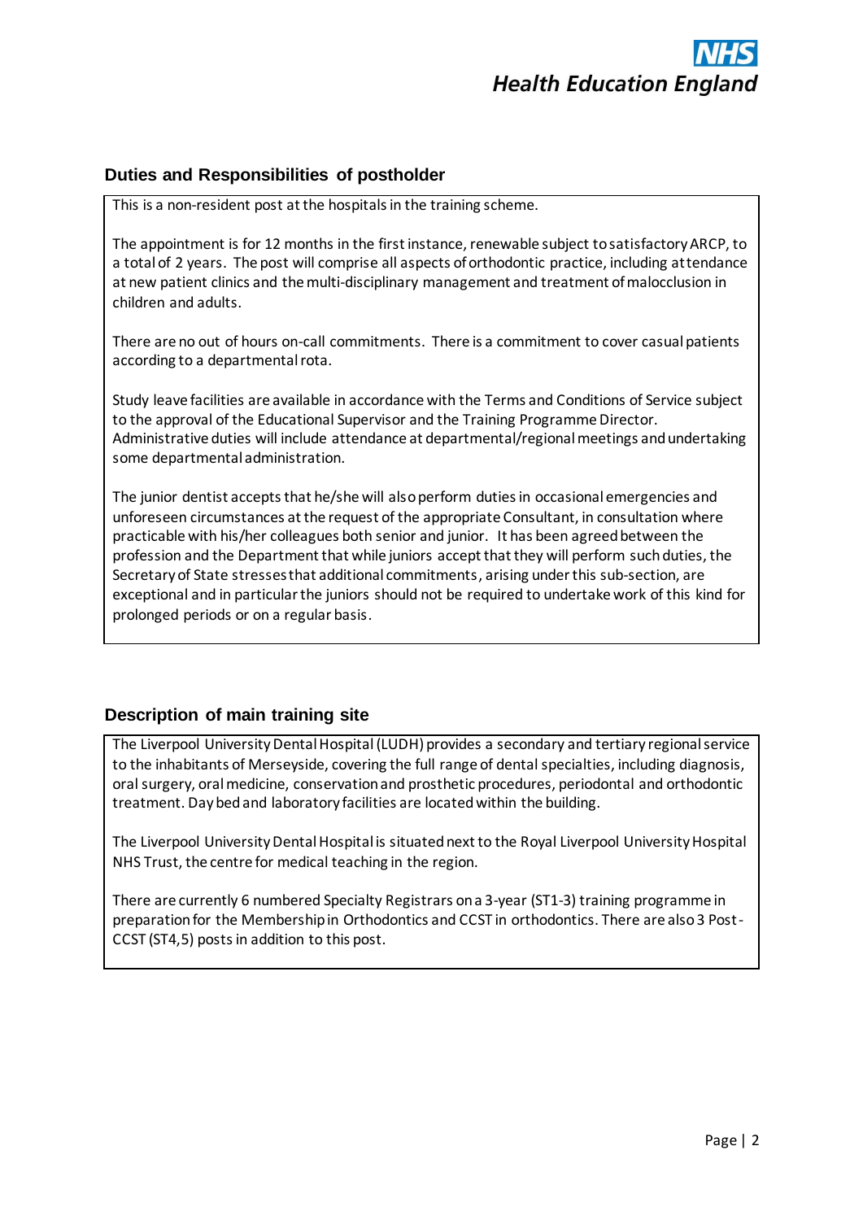## Duties and Responsibilities of postholder

This is a non-resident post at the hospitals in the training scheme.

The appointment is for 12 months in the first instance, renewable subject to satisfactory ARCP, to a total of 2 years. The post will comprise all aspects of orthodontic practice, including attendance at new patient clinics and the multi-disciplinary management and treatment of malocclusion in children and adults.

There are no out of hours on-call commitments. There is a commitment to cover casual patients according to a departmental rota.

Study leave facilities are available in accordance with the Terms and Conditions of Service subject to the approval of the Educational Supervisor and the Training Programme Director. Administrative duties will include attendance at departmental/regional meetings and undertaking some departmental administration.

The junior dentist accepts that he/she will also perform duties in occasional emergencies and unforeseen circumstances at the request of the appropriate Consultant, in consultation where practicable with his/her colleagues both senior and junior. It has been agreed between the profession and the Department that while juniors accept that they will perform such duties, the Secretary of State stresses that additional commitments, arising under this sub-section, are exceptional and in particular the juniors should not be required to undertake work of this kind for prolonged periods or on a regular basis.

## Description of main training site

The Liverpool University Dental Hospital (LUDH) provides a secondary and tertiary regional service to the inhabitants of Merseyside, covering the full range of dental specialties, including diagnosis, oral surgery, oral medicine, conservation and prosthetic procedures, periodontal and orthodontic treatment. Day bed and laboratory facilities are located within the building.

The Liverpool University Dental Hospital is situated next to the Royal Liverpool University Hospital NHS Trust, the centre for medical teaching in the region.

There are currently 6 numbered Specialty Registrars on a 3-year (ST1-3) training programme in preparation for the Membership in Orthodontics and CCST in orthodontics. There are also 3 Post-CCST (ST4,5) posts in addition to this post.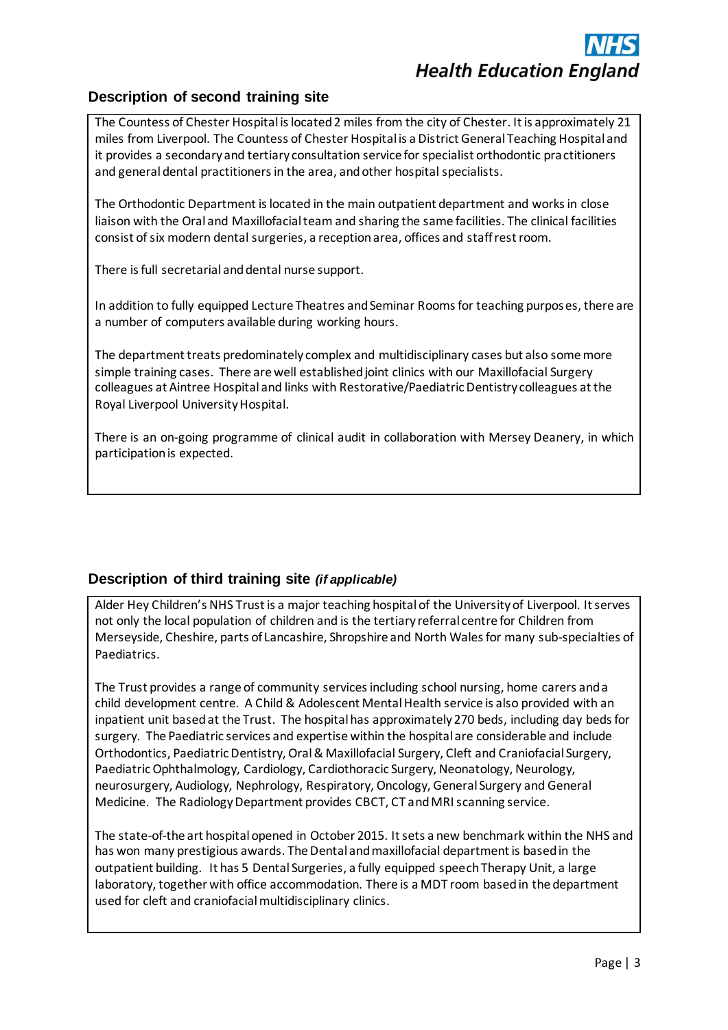## Description of second training site

The Countess of Chester Hospital is located 2 miles from the city of Chester. It is approximately 21 miles from Liverpool. The Countess of Chester Hospital is a District General Teaching Hospital and it provides a secondary and tertiary consultation service for specialist orthodontic practitioners and general dental practitioners in the area, and other hospital specialists.

The Orthodontic Department is located in the main outpatient department and works in close liaison with the Oral and Maxillofacial team and sharing the same facilities. The clinical facilities consist of six modern dental surgeries, a reception area, offices and staff rest room.

There is full secretarial and dental nurse support.

In addition to fully equipped Lecture Theatres and Seminar Rooms for teaching purposes, there are a number of computers available during working hours.

The department treats predominately complex and multidisciplinary cases but also some more simple training cases. There are well established joint clinics with our Maxillofacial Surgery colleagues at Aintree Hospital and links with Restorative/Paediatric Dentistry colleagues at the Royal Liverpool University Hospital.

There is an on-going programme of clinical audit in collaboration with Mersey Deanery, in which participation is expected.

## Description of third training site *(if applicable)*

Alder Hey Children's NHS Trust is a major teaching hospital of the University of Liverpool. It serves not only the local population of children and is the tertiary referral centre for Children from Merseyside, Cheshire, parts of Lancashire, Shropshire and North Wales for many sub-specialties of Paediatrics.

The Trust provides a range of community services including school nursing, home carers and a child development centre. A Child & Adolescent Mental Health service is also provided with an inpatient unit based at the Trust. The hospital has approximately 270 beds, including day beds for surgery. The Paediatric services and expertise within the hospital are considerable and include Orthodontics, Paediatric Dentistry, Oral & Maxillofacial Surgery, Cleft and Craniofacial Surgery, Paediatric Ophthalmology, Cardiology, Cardiothoracic Surgery, Neonatology, Neurology, neurosurgery, Audiology, Nephrology, Respiratory, Oncology, General Surgery and General Medicine. The Radiology Department provides CBCT, CT and MRI scanning service.

The state-of-the art hospital opened in October 2015. It sets a new benchmark within the NHS and has won many prestigious awards. The Dental and maxillofacial department is based in the outpatient building. It has 5 Dental Surgeries, a fully equipped speech Therapy Unit, a large laboratory, together with office accommodation. There is a MDT room based in the department used for cleft and craniofacial multidisciplinary clinics.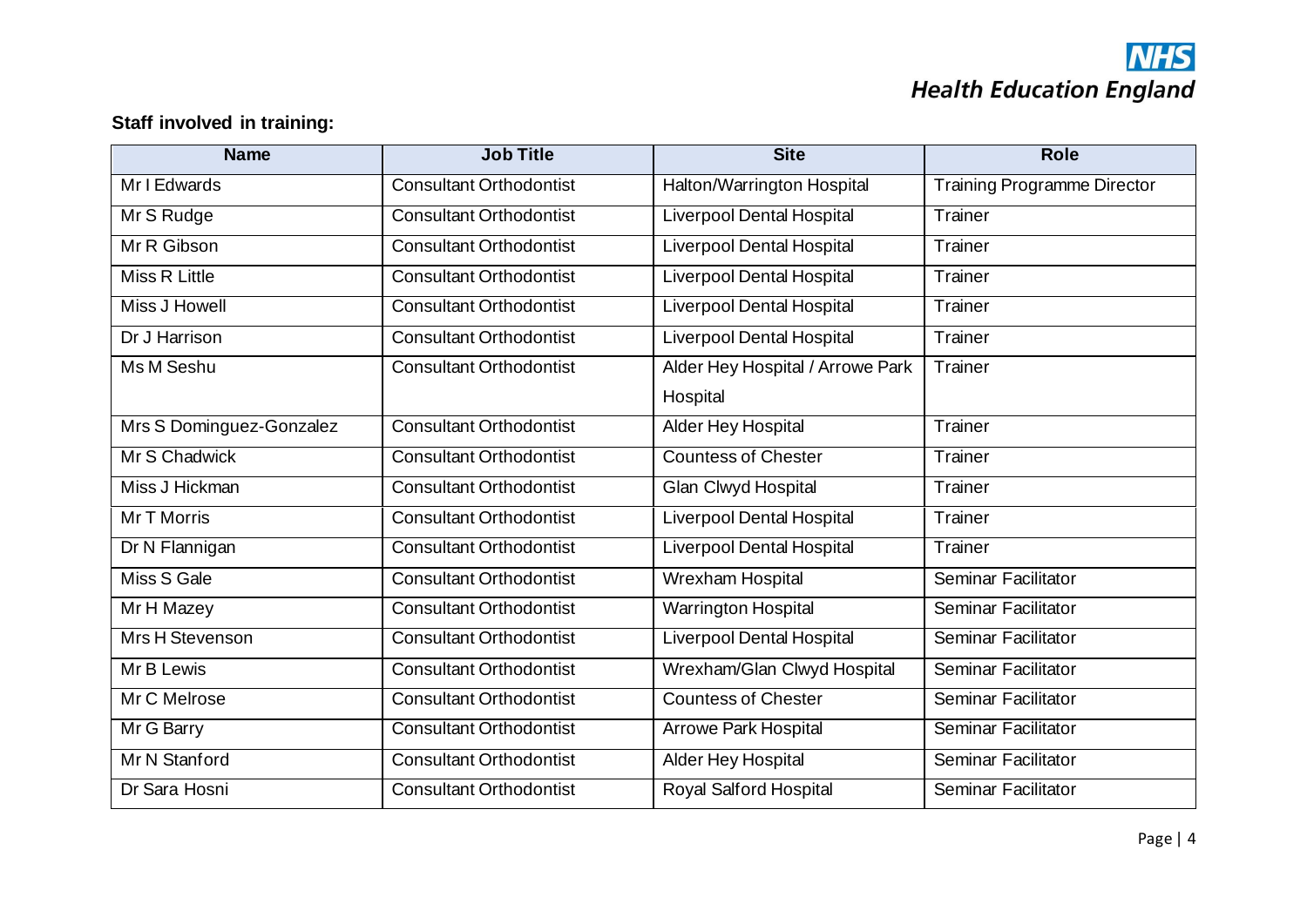**Staff involved in training:**

| Name | Job Title | Site | Role |
|---|---|---|---|
| Mr I Edwards | Consultant Orthodontist | Halton/Warrington Hospital | Training Programme Director |
| Mr S Rudge | Consultant Orthodontist | Liverpool Dental Hospital | Trainer |
| Mr R Gibson | Consultant Orthodontist | Liverpool Dental Hospital | Trainer |
| Miss R Little | Consultant Orthodontist | Liverpool Dental Hospital | Trainer |
| Miss J Howell | Consultant Orthodontist | Liverpool Dental Hospital | Trainer |
| Dr J Harrison | Consultant Orthodontist | Liverpool Dental Hospital | Trainer |
| Ms M Seshu | Consultant Orthodontist | Alder Hey Hospital / Arrowe Park Hospital | Trainer |
| Mrs S Dominguez-Gonzalez | Consultant Orthodontist | Alder Hey Hospital | Trainer |
| Mr S Chadwick | Consultant Orthodontist | Countess of Chester | Trainer |
| Miss J Hickman | Consultant Orthodontist | Glan Clwyd Hospital | Trainer |
| Mr T Morris | Consultant Orthodontist | Liverpool Dental Hospital | Trainer |
| Dr N Flannigan | Consultant Orthodontist | Liverpool Dental Hospital | Trainer |
| Miss S Gale | Consultant Orthodontist | Wrexham Hospital | Seminar Facilitator |
| Mr H Mazey | Consultant Orthodontist | Warrington Hospital | Seminar Facilitator |
| Mrs H Stevenson | Consultant Orthodontist | Liverpool Dental Hospital | Seminar Facilitator |
| Mr B Lewis | Consultant Orthodontist | Wrexham/Glan Clwyd Hospital | Seminar Facilitator |
| Mr C Melrose | Consultant Orthodontist | Countess of Chester | Seminar Facilitator |
| Mr G Barry | Consultant Orthodontist | Arrowe Park Hospital | Seminar Facilitator |
| Mr N Stanford | Consultant Orthodontist | Alder Hey Hospital | Seminar Facilitator |
| Dr Sara Hosni | Consultant Orthodontist | Royal Salford Hospital | Seminar Facilitator |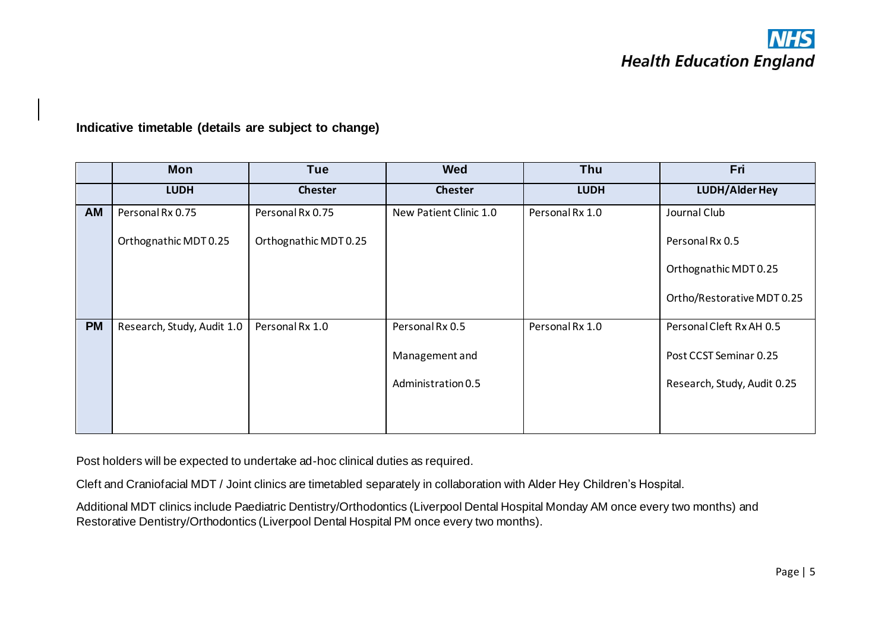**Indicative timetable (details are subject to change)**

| | Mon | Tue | Wed | Thu | Fri |
|---|---|---|---|---|---|
| | **LUDH** | **Chester** | **Chester** | **LUDH** | **LUDH/Alder Hey** |
| **AM** | Personal Rx 0.75<br><br>Orthognathic MDT 0.25 | Personal Rx 0.75<br><br>Orthognathic MDT 0.25 | New Patient Clinic 1.0 | Personal Rx 1.0 | Journal Club<br><br>Personal Rx 0.5<br><br>Orthognathic MDT 0.25<br><br>Ortho/Restorative MDT 0.25 |
| **PM** | Research, Study, Audit 1.0 | Personal Rx 1.0 | Personal Rx 0.5<br><br>Management and<br><br>Administration 0.5 | Personal Rx 1.0 | Personal Cleft Rx AH 0.5<br><br>Post CCST Seminar 0.25<br><br>Research, Study, Audit 0.25 |

Post holders will be expected to undertake ad-hoc clinical duties as required.

Cleft and Craniofacial MDT / Joint clinics are timetabled separately in collaboration with Alder Hey Children's Hospital.

Additional MDT clinics include Paediatric Dentistry/Orthodontics (Liverpool Dental Hospital Monday AM once every two months) and Restorative Dentistry/Orthodontics (Liverpool Dental Hospital PM once every two months).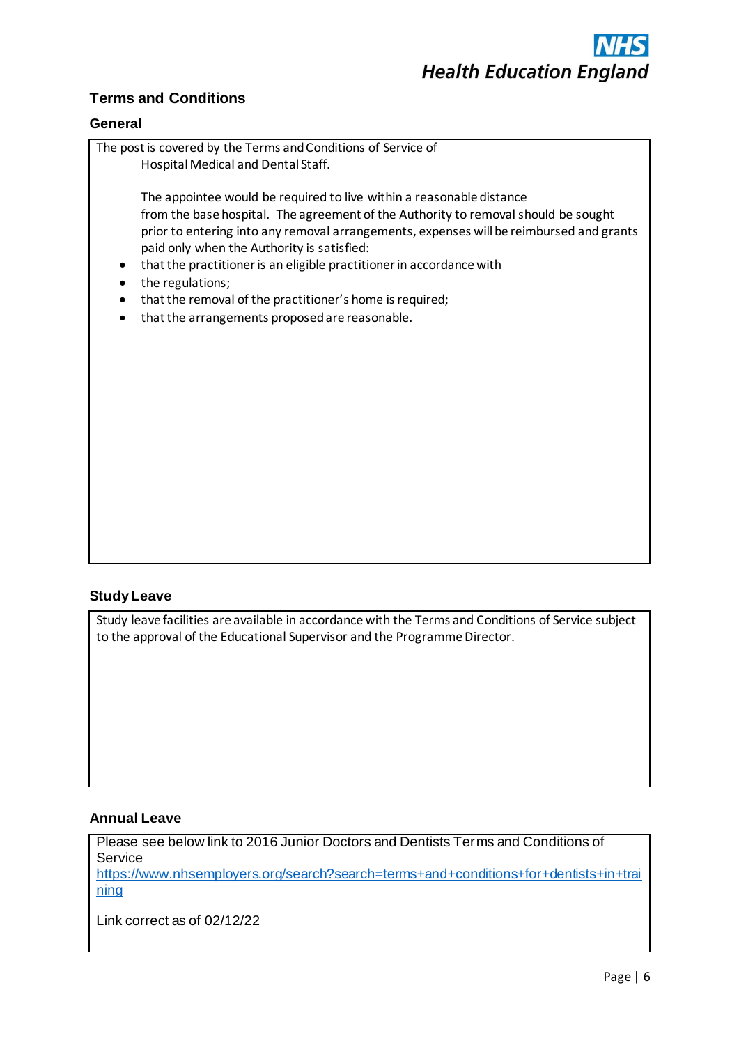## Terms and Conditions

### General

The post is covered by the Terms and Conditions of Service of Hospital Medical and Dental Staff.

The appointee would be required to live within a reasonable distance from the base hospital. The agreement of the Authority to removal should be sought prior to entering into any removal arrangements, expenses will be reimbursed and grants paid only when the Authority is satisfied:

- that the practitioner is an eligible practitioner in accordance with
- the regulations;
- that the removal of the practitioner's home is required;
- that the arrangements proposed are reasonable.

### Study Leave

Study leave facilities are available in accordance with the Terms and Conditions of Service subject to the approval of the Educational Supervisor and the Programme Director.

### Annual Leave

Please see below link to 2016 Junior Doctors and Dentists Terms and Conditions of Service
[https://www.nhsemployers.org/search?search=terms+and+conditions+for+dentists+in+training](https://www.nhsemployers.org/search?search=terms+and+conditions+for+dentists+in+training)

Link correct as of 02/12/22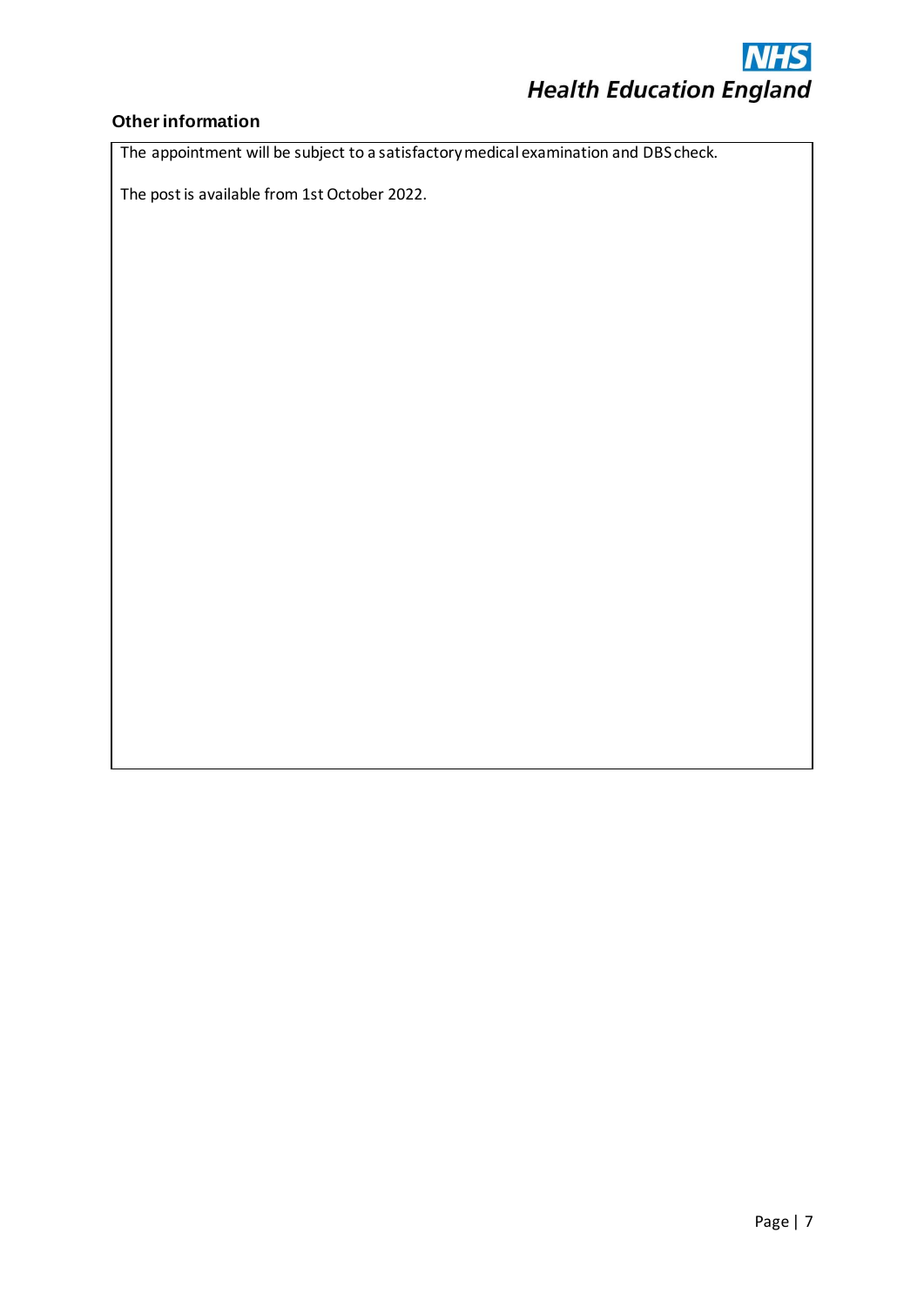## Other information

The appointment will be subject to a satisfactory medical examination and DBS check.

The post is available from 1st October 2022.